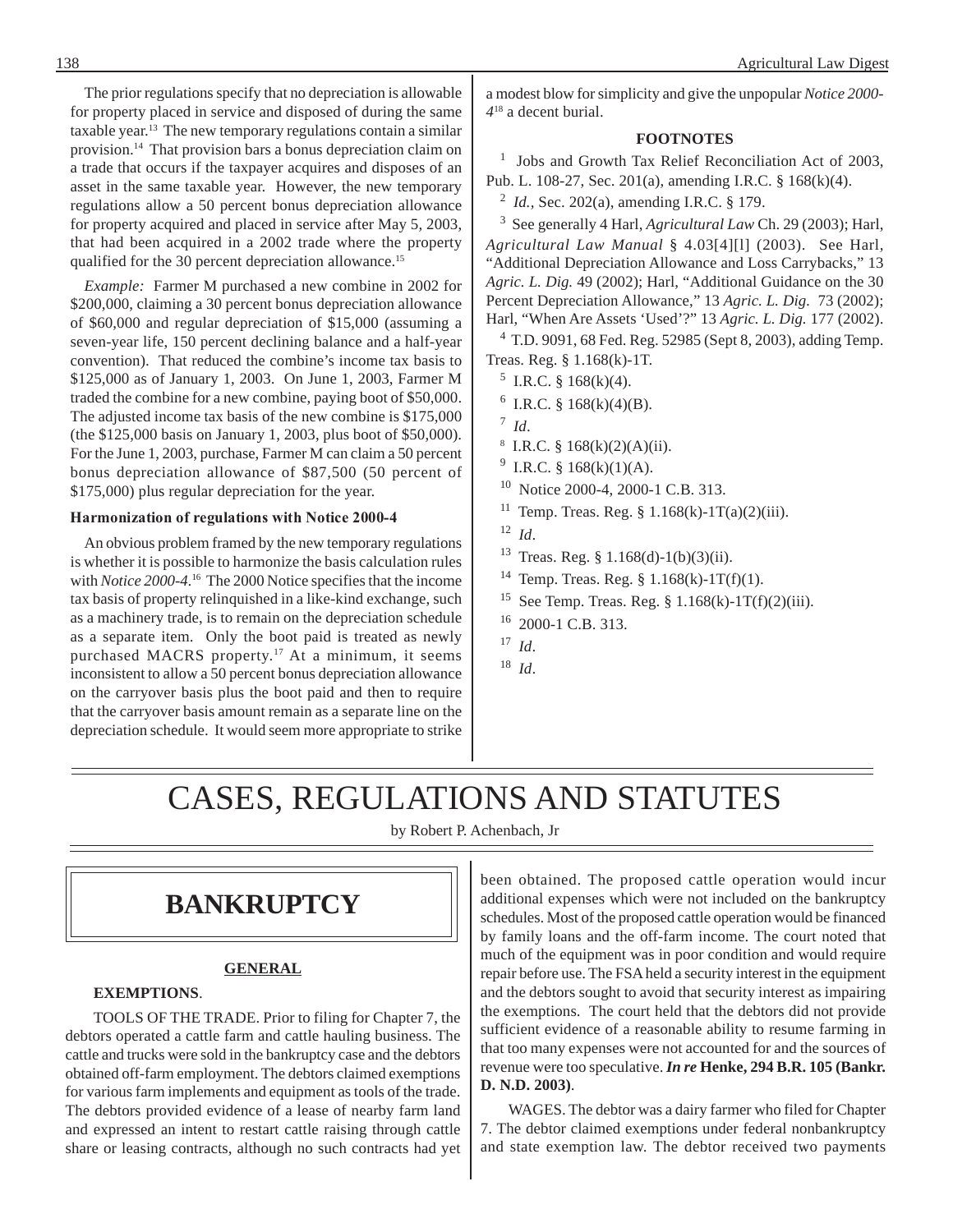The prior regulations specify that no depreciation is allowable for property placed in service and disposed of during the same taxable year.[13] The new temporary regulations contain a similar provision.[14] That provision bars a bonus depreciation claim on a trade that occurs if the taxpayer acquires and disposes of an asset in the same taxable year. However, the new temporary regulations allow a 50 percent bonus depreciation allowance for property acquired and placed in service after May 5, 2003, that had been acquired in a 2002 trade where the property qualified for the 30 percent depreciation allowance.[15]

*Example:* Farmer M purchased a new combine in 2002 for $200,000, claiming a 30 percent bonus depreciation allowance of $60,000 and regular depreciation of $15,000 (assuming a seven-year life, 150 percent declining balance and a half-year convention). That reduced the combine's income tax basis to $125,000 as of January 1, 2003. On June 1, 2003, Farmer M traded the combine for a new combine, paying boot of $50,000. The adjusted income tax basis of the new combine is $175,000 (the $125,000 basis on January 1, 2003, plus boot of $50,000). For the June 1, 2003, purchase, Farmer M can claim a 50 percent bonus depreciation allowance of $87,500 (50 percent of $175,000) plus regular depreciation for the year.

#### Harmonization of regulations with Notice 2000-4

An obvious problem framed by the new temporary regulations is whether it is possible to harmonize the basis calculation rules with *Notice 2000-4*.[16] The 2000 Notice specifies that the income tax basis of property relinquished in a like-kind exchange, such as a machinery trade, is to remain on the depreciation schedule as a separate item. Only the boot paid is treated as newly purchased MACRS property.[17] At a minimum, it seems inconsistent to allow a 50 percent bonus depreciation allowance on the carryover basis plus the boot paid and then to require that the carryover basis amount remain as a separate line on the depreciation schedule. It would seem more appropriate to strike a modest blow for simplicity and give the unpopular *Notice 2000-4*[18] a decent burial.

#### FOOTNOTES

1 Jobs and Growth Tax Relief Reconciliation Act of 2003, Pub. L. 108-27, Sec. 201(a), amending I.R.C. § 168(k)(4).

2 *Id.*, Sec. 202(a), amending I.R.C. § 179.

3 See generally 4 Harl, *Agricultural Law* Ch. 29 (2003); Harl, *Agricultural Law Manual* § 4.03[4][l] (2003). See Harl, "Additional Depreciation Allowance and Loss Carrybacks," 13 *Agric. L. Dig.* 49 (2002); Harl, "Additional Guidance on the 30 Percent Depreciation Allowance," 13 *Agric. L. Dig.* 73 (2002); Harl, "When Are Assets 'Used'?" 13 *Agric. L. Dig.* 177 (2002).

4 T.D. 9091, 68 Fed. Reg. 52985 (Sept 8, 2003), adding Temp. Treas. Reg. § 1.168(k)-1T.

5 I.R.C. § 168(k)(4).

6 I.R.C. § 168(k)(4)(B).

7 *Id*.

8 I.R.C. § 168(k)(2)(A)(ii).

9 I.R.C. § 168(k)(1)(A).

10 Notice 2000-4, 2000-1 C.B. 313.

11 Temp. Treas. Reg. § 1.168(k)-1T(a)(2)(iii).

12 *Id*.

13 Treas. Reg. § 1.168(d)-1(b)(3)(ii).

14 Temp. Treas. Reg. § 1.168(k)-1T(f)(1).

15 See Temp. Treas. Reg. § 1.168(k)-1T(f)(2)(iii).

16 2000-1 C.B. 313.

17 *Id*.

18 *Id*.

# CASES, REGULATIONS AND STATUTES

by Robert P. Achenbach, Jr

## BANKRUPTCY

### GENERAL

**EXEMPTIONS**.

TOOLS OF THE TRADE. Prior to filing for Chapter 7, the debtors operated a cattle farm and cattle hauling business. The cattle and trucks were sold in the bankruptcy case and the debtors obtained off-farm employment. The debtors claimed exemptions for various farm implements and equipment as tools of the trade. The debtors provided evidence of a lease of nearby farm land and expressed an intent to restart cattle raising through cattle share or leasing contracts, although no such contracts had yet been obtained. The proposed cattle operation would incur additional expenses which were not included on the bankruptcy schedules. Most of the proposed cattle operation would be financed by family loans and the off-farm income. The court noted that much of the equipment was in poor condition and would require repair before use. The FSA held a security interest in the equipment and the debtors sought to avoid that security interest as impairing the exemptions. The court held that the debtors did not provide sufficient evidence of a reasonable ability to resume farming in that too many expenses were not accounted for and the sources of revenue were too speculative. ***In re* Henke, 294 B.R. 105 (Bankr. D. N.D. 2003)**.

WAGES. The debtor was a dairy farmer who filed for Chapter 7. The debtor claimed exemptions under federal nonbankruptcy and state exemption law. The debtor received two payments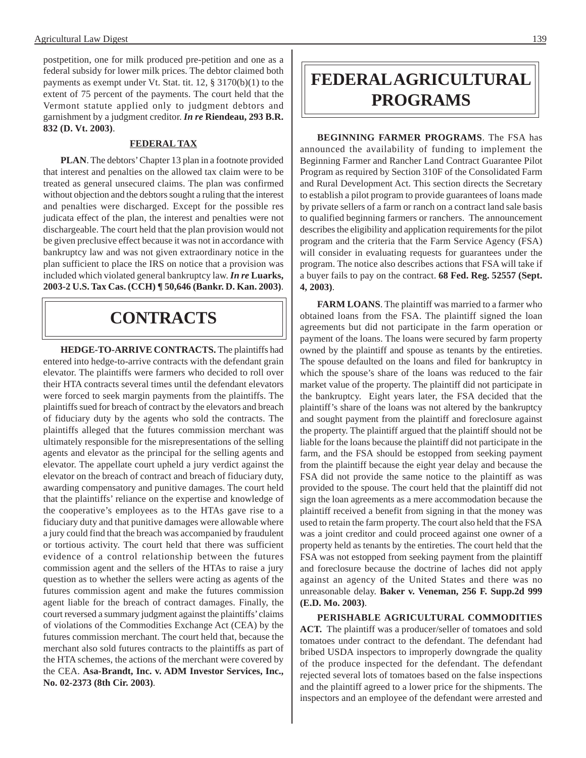postpetition, one for milk produced pre-petition and one as a federal subsidy for lower milk prices. The debtor claimed both payments as exempt under Vt. Stat. tit. 12, § 3170(b)(1) to the extent of 75 percent of the payments. The court held that the Vermont statute applied only to judgment debtors and garnishment by a judgment creditor. ***In re* Riendeau, 293 B.R. 832 (D. Vt. 2003)**.

### FEDERAL TAX

**PLAN**. The debtors' Chapter 13 plan in a footnote provided that interest and penalties on the allowed tax claim were to be treated as general unsecured claims. The plan was confirmed without objection and the debtors sought a ruling that the interest and penalties were discharged. Except for the possible res judicata effect of the plan, the interest and penalties were not dischargeable. The court held that the plan provision would not be given preclusive effect because it was not in accordance with bankruptcy law and was not given extraordinary notice in the plan sufficient to place the IRS on notice that a provision was included which violated general bankruptcy law. ***In re* Luarks, 2003-2 U.S. Tax Cas. (CCH) ¶ 50,646 (Bankr. D. Kan. 2003)**.

# CONTRACTS

**HEDGE-TO-ARRIVE CONTRACTS.** The plaintiffs had entered into hedge-to-arrive contracts with the defendant grain elevator. The plaintiffs were farmers who decided to roll over their HTA contracts several times until the defendant elevators were forced to seek margin payments from the plaintiffs. The plaintiffs sued for breach of contract by the elevators and breach of fiduciary duty by the agents who sold the contracts. The plaintiffs alleged that the futures commission merchant was ultimately responsible for the misrepresentations of the selling agents and elevator as the principal for the selling agents and elevator. The appellate court upheld a jury verdict against the elevator on the breach of contract and breach of fiduciary duty, awarding compensatory and punitive damages. The court held that the plaintiffs' reliance on the expertise and knowledge of the cooperative's employees as to the HTAs gave rise to a fiduciary duty and that punitive damages were allowable where a jury could find that the breach was accompanied by fraudulent or tortious activity. The court held that there was sufficient evidence of a control relationship between the futures commission agent and the sellers of the HTAs to raise a jury question as to whether the sellers were acting as agents of the futures commission agent and make the futures commission agent liable for the breach of contract damages. Finally, the court reversed a summary judgment against the plaintiffs' claims of violations of the Commodities Exchange Act (CEA) by the futures commission merchant. The court held that, because the merchant also sold futures contracts to the plaintiffs as part of the HTA schemes, the actions of the merchant were covered by the CEA. **Asa-Brandt, Inc. v. ADM Investor Services, Inc., No. 02-2373 (8th Cir. 2003)**.

# FEDERAL AGRICULTURAL PROGRAMS

**BEGINNING FARMER PROGRAMS**. The FSA has announced the availability of funding to implement the Beginning Farmer and Rancher Land Contract Guarantee Pilot Program as required by Section 310F of the Consolidated Farm and Rural Development Act. This section directs the Secretary to establish a pilot program to provide guarantees of loans made by private sellers of a farm or ranch on a contract land sale basis to qualified beginning farmers or ranchers. The announcement describes the eligibility and application requirements for the pilot program and the criteria that the Farm Service Agency (FSA) will consider in evaluating requests for guarantees under the program. The notice also describes actions that FSA will take if a buyer fails to pay on the contract. **68 Fed. Reg. 52557 (Sept. 4, 2003)**.

**FARM LOANS**. The plaintiff was married to a farmer who obtained loans from the FSA. The plaintiff signed the loan agreements but did not participate in the farm operation or payment of the loans. The loans were secured by farm property owned by the plaintiff and spouse as tenants by the entireties. The spouse defaulted on the loans and filed for bankruptcy in which the spouse's share of the loans was reduced to the fair market value of the property. The plaintiff did not participate in the bankruptcy. Eight years later, the FSA decided that the plaintiff's share of the loans was not altered by the bankruptcy and sought payment from the plaintiff and foreclosure against the property. The plaintiff argued that the plaintiff should not be liable for the loans because the plaintiff did not participate in the farm, and the FSA should be estopped from seeking payment from the plaintiff because the eight year delay and because the FSA did not provide the same notice to the plaintiff as was provided to the spouse. The court held that the plaintiff did not sign the loan agreements as a mere accommodation because the plaintiff received a benefit from signing in that the money was used to retain the farm property. The court also held that the FSA was a joint creditor and could proceed against one owner of a property held as tenants by the entireties. The court held that the FSA was not estopped from seeking payment from the plaintiff and foreclosure because the doctrine of laches did not apply against an agency of the United States and there was no unreasonable delay. **Baker v. Veneman, 256 F. Supp.2d 999 (E.D. Mo. 2003)**.

**PERISHABLE AGRICULTURAL COMMODITIES ACT.** The plaintiff was a producer/seller of tomatoes and sold tomatoes under contract to the defendant. The defendant had bribed USDA inspectors to improperly downgrade the quality of the produce inspected for the defendant. The defendant rejected several lots of tomatoes based on the false inspections and the plaintiff agreed to a lower price for the shipments. The inspectors and an employee of the defendant were arrested and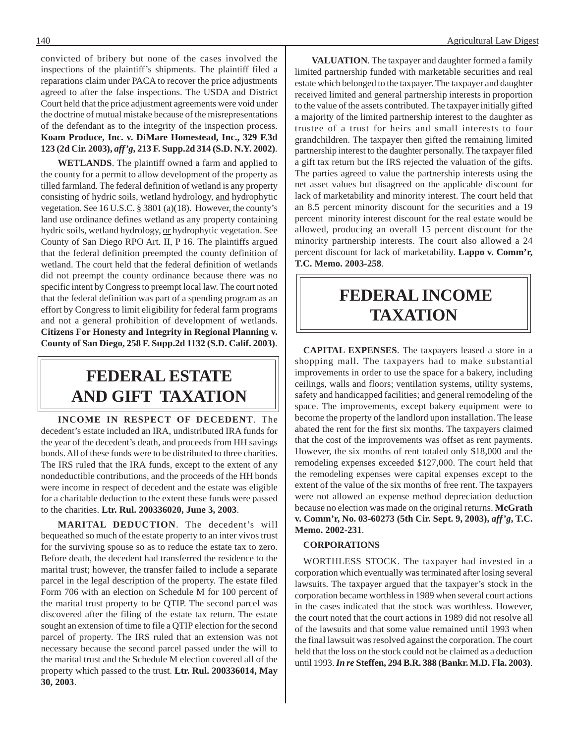convicted of bribery but none of the cases involved the inspections of the plaintiff's shipments. The plaintiff filed a reparations claim under PACA to recover the price adjustments agreed to after the false inspections. The USDA and District Court held that the price adjustment agreements were void under the doctrine of mutual mistake because of the misrepresentations of the defendant as to the integrity of the inspection process. **Koam Produce, Inc. v. DiMare Homestead, Inc., 329 F.3d 123 (2d Cir. 2003), *aff'g*, 213 F. Supp.2d 314 (S.D. N.Y. 2002)**.

**WETLANDS**. The plaintiff owned a farm and applied to the county for a permit to allow development of the property as tilled farmland. The federal definition of wetland is any property consisting of hydric soils, wetland hydrology, and hydrophytic vegetation. See 16 U.S.C. § 3801 (a)(18). However, the county's land use ordinance defines wetland as any property containing hydric soils, wetland hydrology, or hydrophytic vegetation. See County of San Diego RPO Art. II, P 16. The plaintiffs argued that the federal definition preempted the county definition of wetland. The court held that the federal definition of wetlands did not preempt the county ordinance because there was no specific intent by Congress to preempt local law. The court noted that the federal definition was part of a spending program as an effort by Congress to limit eligibility for federal farm programs and not a general prohibition of development of wetlands. **Citizens For Honesty and Integrity in Regional Planning v. County of San Diego, 258 F. Supp.2d 1132 (S.D. Calif. 2003)**.

# FEDERAL ESTATE AND GIFT TAXATION

**INCOME IN RESPECT OF DECEDENT**. The decedent's estate included an IRA, undistributed IRA funds for the year of the decedent's death, and proceeds from HH savings bonds. All of these funds were to be distributed to three charities. The IRS ruled that the IRA funds, except to the extent of any nondeductible contributions, and the proceeds of the HH bonds were income in respect of decedent and the estate was eligible for a charitable deduction to the extent these funds were passed to the charities. **Ltr. Rul. 200336020, June 3, 2003**.

**MARITAL DEDUCTION**. The decedent's will bequeathed so much of the estate property to an inter vivos trust for the surviving spouse so as to reduce the estate tax to zero. Before death, the decedent had transferred the residence to the marital trust; however, the transfer failed to include a separate parcel in the legal description of the property. The estate filed Form 706 with an election on Schedule M for 100 percent of the marital trust property to be QTIP. The second parcel was discovered after the filing of the estate tax return. The estate sought an extension of time to file a QTIP election for the second parcel of property. The IRS ruled that an extension was not necessary because the second parcel passed under the will to the marital trust and the Schedule M election covered all of the property which passed to the trust. **Ltr. Rul. 200336014, May 30, 2003**.

**VALUATION**. The taxpayer and daughter formed a family limited partnership funded with marketable securities and real estate which belonged to the taxpayer. The taxpayer and daughter received limited and general partnership interests in proportion to the value of the assets contributed. The taxpayer initially gifted a majority of the limited partnership interest to the daughter as trustee of a trust for heirs and small interests to four grandchildren. The taxpayer then gifted the remaining limited partnership interest to the daughter personally. The taxpayer filed a gift tax return but the IRS rejected the valuation of the gifts. The parties agreed to value the partnership interests using the net asset values but disagreed on the applicable discount for lack of marketability and minority interest. The court held that an 8.5 percent minority discount for the securities and a 19 percent minority interest discount for the real estate would be allowed, producing an overall 15 percent discount for the minority partnership interests. The court also allowed a 24 percent discount for lack of marketability. **Lappo v. Comm'r, T.C. Memo. 2003-258**.

# FEDERAL INCOME TAXATION

**CAPITAL EXPENSES**. The taxpayers leased a store in a shopping mall. The taxpayers had to make substantial improvements in order to use the space for a bakery, including ceilings, walls and floors; ventilation systems, utility systems, safety and handicapped facilities; and general remodeling of the space. The improvements, except bakery equipment were to become the property of the landlord upon installation. The lease abated the rent for the first six months. The taxpayers claimed that the cost of the improvements was offset as rent payments. However, the six months of rent totaled only $18,000 and the remodeling expenses exceeded $127,000. The court held that the remodeling expenses were capital expenses except to the extent of the value of the six months of free rent. The taxpayers were not allowed an expense method depreciation deduction because no election was made on the original returns. **McGrath v. Comm'r, No. 03-60273 (5th Cir. Sept. 9, 2003), *aff'g*, T.C. Memo. 2002-231**.

**CORPORATIONS**

WORTHLESS STOCK. The taxpayer had invested in a corporation which eventually was terminated after losing several lawsuits. The taxpayer argued that the taxpayer's stock in the corporation became worthless in 1989 when several court actions in the cases indicated that the stock was worthless. However, the court noted that the court actions in 1989 did not resolve all of the lawsuits and that some value remained until 1993 when the final lawsuit was resolved against the corporation. The court held that the loss on the stock could not be claimed as a deduction until 1993. ***In re* Steffen, 294 B.R. 388 (Bankr. M.D. Fla. 2003)**.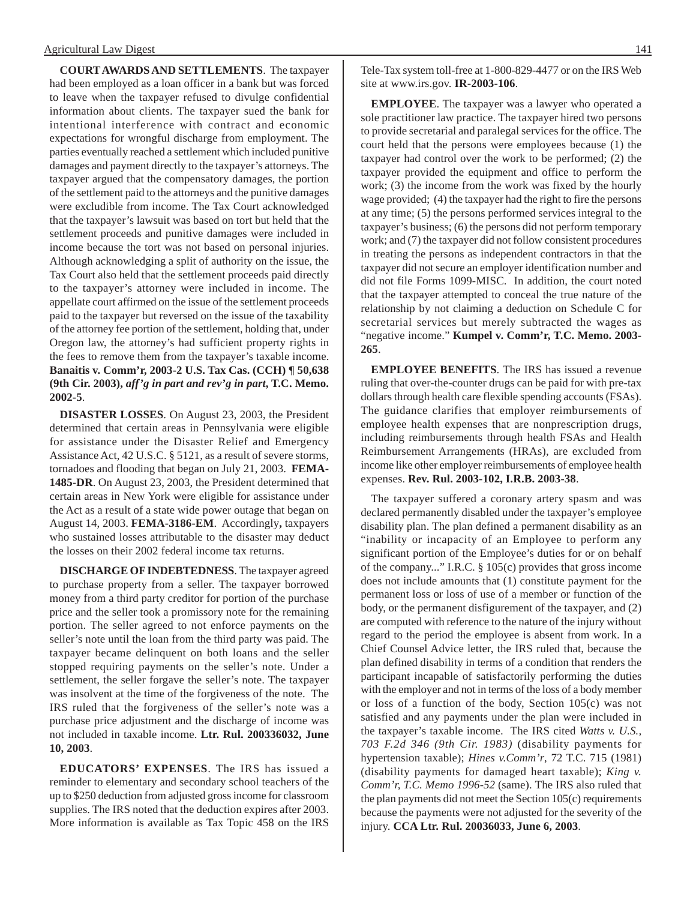**COURT AWARDS AND SETTLEMENTS**. The taxpayer had been employed as a loan officer in a bank but was forced to leave when the taxpayer refused to divulge confidential information about clients. The taxpayer sued the bank for intentional interference with contract and economic expectations for wrongful discharge from employment. The parties eventually reached a settlement which included punitive damages and payment directly to the taxpayer's attorneys. The taxpayer argued that the compensatory damages, the portion of the settlement paid to the attorneys and the punitive damages were excludible from income. The Tax Court acknowledged that the taxpayer's lawsuit was based on tort but held that the settlement proceeds and punitive damages were included in income because the tort was not based on personal injuries. Although acknowledging a split of authority on the issue, the Tax Court also held that the settlement proceeds paid directly to the taxpayer's attorney were included in income. The appellate court affirmed on the issue of the settlement proceeds paid to the taxpayer but reversed on the issue of the taxability of the attorney fee portion of the settlement, holding that, under Oregon law, the attorney's had sufficient property rights in the fees to remove them from the taxpayer's taxable income. **Banaitis v. Comm'r, 2003-2 U.S. Tax Cas. (CCH) ¶ 50,638 (9th Cir. 2003), *aff'g in part and rev'g in part*, T.C. Memo. 2002-5**.

**DISASTER LOSSES**. On August 23, 2003, the President determined that certain areas in Pennsylvania were eligible for assistance under the Disaster Relief and Emergency Assistance Act, 42 U.S.C. § 5121, as a result of severe storms, tornadoes and flooding that began on July 21, 2003. **FEMA-1485-DR**. On August 23, 2003, the President determined that certain areas in New York were eligible for assistance under the Act as a result of a state wide power outage that began on August 14, 2003. **FEMA-3186-EM**. Accordingly**,** taxpayers who sustained losses attributable to the disaster may deduct the losses on their 2002 federal income tax returns.

**DISCHARGE OF INDEBTEDNESS**. The taxpayer agreed to purchase property from a seller. The taxpayer borrowed money from a third party creditor for portion of the purchase price and the seller took a promissory note for the remaining portion. The seller agreed to not enforce payments on the seller's note until the loan from the third party was paid. The taxpayer became delinquent on both loans and the seller stopped requiring payments on the seller's note. Under a settlement, the seller forgave the seller's note. The taxpayer was insolvent at the time of the forgiveness of the note. The IRS ruled that the forgiveness of the seller's note was a purchase price adjustment and the discharge of income was not included in taxable income. **Ltr. Rul. 200336032, June 10, 2003**.

**EDUCATORS' EXPENSES**. The IRS has issued a reminder to elementary and secondary school teachers of the up to $250 deduction from adjusted gross income for classroom supplies. The IRS noted that the deduction expires after 2003. More information is available as Tax Topic 458 on the IRS Tele-Tax system toll-free at 1-800-829-4477 or on the IRS Web site at www.irs.gov. **IR-2003-106**.

**EMPLOYEE**. The taxpayer was a lawyer who operated a sole practitioner law practice. The taxpayer hired two persons to provide secretarial and paralegal services for the office. The court held that the persons were employees because (1) the taxpayer had control over the work to be performed; (2) the taxpayer provided the equipment and office to perform the work; (3) the income from the work was fixed by the hourly wage provided; (4) the taxpayer had the right to fire the persons at any time; (5) the persons performed services integral to the taxpayer's business; (6) the persons did not perform temporary work; and (7) the taxpayer did not follow consistent procedures in treating the persons as independent contractors in that the taxpayer did not secure an employer identification number and did not file Forms 1099-MISC. In addition, the court noted that the taxpayer attempted to conceal the true nature of the relationship by not claiming a deduction on Schedule C for secretarial services but merely subtracted the wages as "negative income." **Kumpel v. Comm'r, T.C. Memo. 2003-265**.

**EMPLOYEE BENEFITS**. The IRS has issued a revenue ruling that over-the-counter drugs can be paid for with pre-tax dollars through health care flexible spending accounts (FSAs). The guidance clarifies that employer reimbursements of employee health expenses that are nonprescription drugs, including reimbursements through health FSAs and Health Reimbursement Arrangements (HRAs), are excluded from income like other employer reimbursements of employee health expenses. **Rev. Rul. 2003-102, I.R.B. 2003-38**.

The taxpayer suffered a coronary artery spasm and was declared permanently disabled under the taxpayer's employee disability plan. The plan defined a permanent disability as an "inability or incapacity of an Employee to perform any significant portion of the Employee's duties for or on behalf of the company..." I.R.C. § 105(c) provides that gross income does not include amounts that (1) constitute payment for the permanent loss or loss of use of a member or function of the body, or the permanent disfigurement of the taxpayer, and (2) are computed with reference to the nature of the injury without regard to the period the employee is absent from work. In a Chief Counsel Advice letter, the IRS ruled that, because the plan defined disability in terms of a condition that renders the participant incapable of satisfactorily performing the duties with the employer and not in terms of the loss of a body member or loss of a function of the body, Section 105(c) was not satisfied and any payments under the plan were included in the taxpayer's taxable income. The IRS cited *Watts v. U.S., 703 F.2d 346 (9th Cir. 1983)* (disability payments for hypertension taxable); *Hines v.Comm'r*, 72 T.C. 715 (1981) (disability payments for damaged heart taxable); *King v. Comm'r, T.C. Memo 1996-52* (same). The IRS also ruled that the plan payments did not meet the Section 105(c) requirements because the payments were not adjusted for the severity of the injury. **CCA Ltr. Rul. 20036033, June 6, 2003**.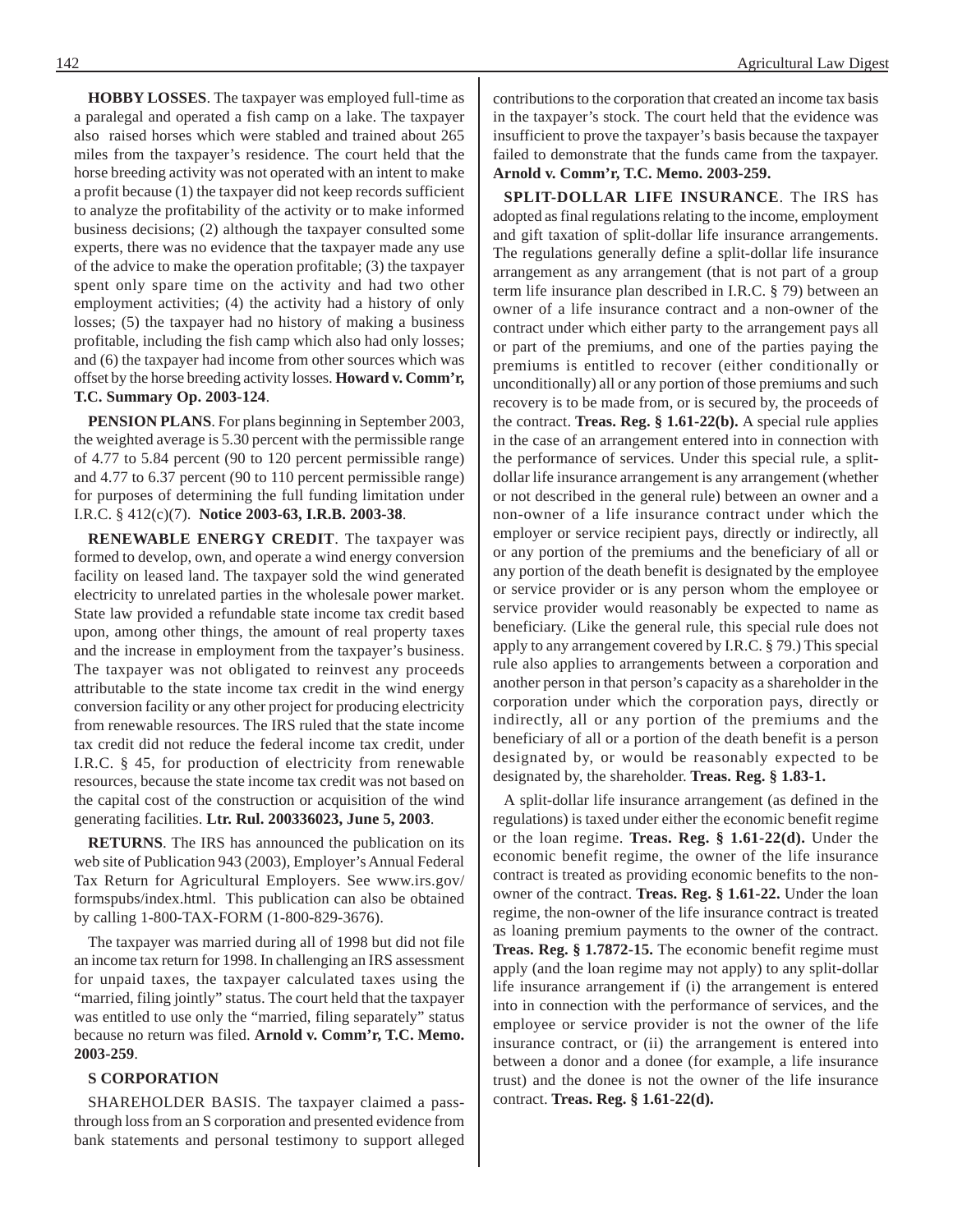**HOBBY LOSSES**. The taxpayer was employed full-time as a paralegal and operated a fish camp on a lake. The taxpayer also raised horses which were stabled and trained about 265 miles from the taxpayer's residence. The court held that the horse breeding activity was not operated with an intent to make a profit because (1) the taxpayer did not keep records sufficient to analyze the profitability of the activity or to make informed business decisions; (2) although the taxpayer consulted some experts, there was no evidence that the taxpayer made any use of the advice to make the operation profitable; (3) the taxpayer spent only spare time on the activity and had two other employment activities; (4) the activity had a history of only losses; (5) the taxpayer had no history of making a business profitable, including the fish camp which also had only losses; and (6) the taxpayer had income from other sources which was offset by the horse breeding activity losses. **Howard v. Comm'r, T.C. Summary Op. 2003-124**.

**PENSION PLANS**. For plans beginning in September 2003, the weighted average is 5.30 percent with the permissible range of 4.77 to 5.84 percent (90 to 120 percent permissible range) and 4.77 to 6.37 percent (90 to 110 percent permissible range) for purposes of determining the full funding limitation under I.R.C. § 412(c)(7). **Notice 2003-63, I.R.B. 2003-38**.

**RENEWABLE ENERGY CREDIT**. The taxpayer was formed to develop, own, and operate a wind energy conversion facility on leased land. The taxpayer sold the wind generated electricity to unrelated parties in the wholesale power market. State law provided a refundable state income tax credit based upon, among other things, the amount of real property taxes and the increase in employment from the taxpayer's business. The taxpayer was not obligated to reinvest any proceeds attributable to the state income tax credit in the wind energy conversion facility or any other project for producing electricity from renewable resources. The IRS ruled that the state income tax credit did not reduce the federal income tax credit, under I.R.C. § 45, for production of electricity from renewable resources, because the state income tax credit was not based on the capital cost of the construction or acquisition of the wind generating facilities. **Ltr. Rul. 200336023, June 5, 2003**.

**RETURNS**. The IRS has announced the publication on its web site of Publication 943 (2003), Employer's Annual Federal Tax Return for Agricultural Employers. See www.irs.gov/formspubs/index.html. This publication can also be obtained by calling 1-800-TAX-FORM (1-800-829-3676).

The taxpayer was married during all of 1998 but did not file an income tax return for 1998. In challenging an IRS assessment for unpaid taxes, the taxpayer calculated taxes using the "married, filing jointly" status. The court held that the taxpayer was entitled to use only the "married, filing separately" status because no return was filed. **Arnold v. Comm'r, T.C. Memo. 2003-259**.

**S CORPORATION**

SHAREHOLDER BASIS. The taxpayer claimed a pass-through loss from an S corporation and presented evidence from bank statements and personal testimony to support alleged contributions to the corporation that created an income tax basis in the taxpayer's stock. The court held that the evidence was insufficient to prove the taxpayer's basis because the taxpayer failed to demonstrate that the funds came from the taxpayer. **Arnold v. Comm'r, T.C. Memo. 2003-259.**

**SPLIT-DOLLAR LIFE INSURANCE**. The IRS has adopted as final regulations relating to the income, employment and gift taxation of split-dollar life insurance arrangements. The regulations generally define a split-dollar life insurance arrangement as any arrangement (that is not part of a group term life insurance plan described in I.R.C. § 79) between an owner of a life insurance contract and a non-owner of the contract under which either party to the arrangement pays all or part of the premiums, and one of the parties paying the premiums is entitled to recover (either conditionally or unconditionally) all or any portion of those premiums and such recovery is to be made from, or is secured by, the proceeds of the contract. **Treas. Reg. § 1.61-22(b).** A special rule applies in the case of an arrangement entered into in connection with the performance of services. Under this special rule, a split-dollar life insurance arrangement is any arrangement (whether or not described in the general rule) between an owner and a non-owner of a life insurance contract under which the employer or service recipient pays, directly or indirectly, all or any portion of the premiums and the beneficiary of all or any portion of the death benefit is designated by the employee or service provider or is any person whom the employee or service provider would reasonably be expected to name as beneficiary. (Like the general rule, this special rule does not apply to any arrangement covered by I.R.C. § 79.) This special rule also applies to arrangements between a corporation and another person in that person's capacity as a shareholder in the corporation under which the corporation pays, directly or indirectly, all or any portion of the premiums and the beneficiary of all or a portion of the death benefit is a person designated by, or would be reasonably expected to be designated by, the shareholder. **Treas. Reg. § 1.83-1.**

A split-dollar life insurance arrangement (as defined in the regulations) is taxed under either the economic benefit regime or the loan regime. **Treas. Reg. § 1.61-22(d).** Under the economic benefit regime, the owner of the life insurance contract is treated as providing economic benefits to the non-owner of the contract. **Treas. Reg. § 1.61-22.** Under the loan regime, the non-owner of the life insurance contract is treated as loaning premium payments to the owner of the contract. **Treas. Reg. § 1.7872-15.** The economic benefit regime must apply (and the loan regime may not apply) to any split-dollar life insurance arrangement if (i) the arrangement is entered into in connection with the performance of services, and the employee or service provider is not the owner of the life insurance contract, or (ii) the arrangement is entered into between a donor and a donee (for example, a life insurance trust) and the donee is not the owner of the life insurance contract. **Treas. Reg. § 1.61-22(d).**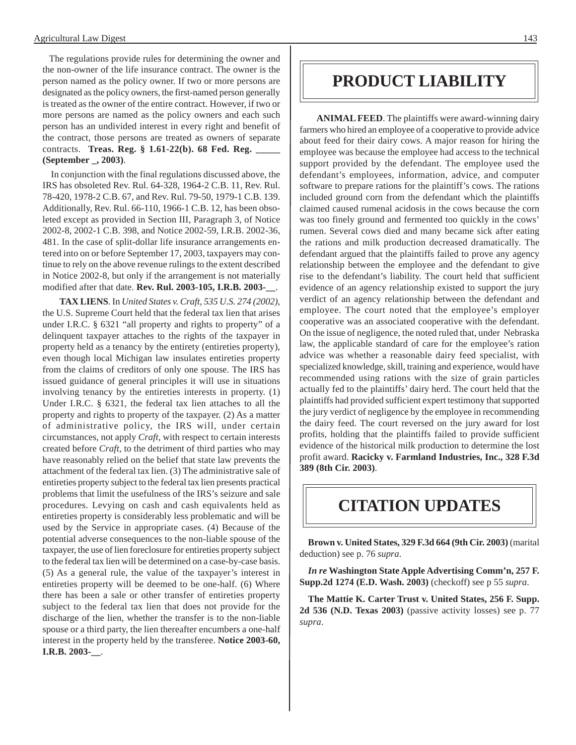The regulations provide rules for determining the owner and the non-owner of the life insurance contract. The owner is the person named as the policy owner. If two or more persons are designated as the policy owners, the first-named person generally is treated as the owner of the entire contract. However, if two or more persons are named as the policy owners and each such person has an undivided interest in every right and benefit of the contract, those persons are treated as owners of separate contracts. **Treas. Reg. § 1.61-22(b). 68 Fed. Reg. _____ (September _, 2003)**.

In conjunction with the final regulations discussed above, the IRS has obsoleted Rev. Rul. 64-328, 1964-2 C.B. 11, Rev. Rul. 78-420, 1978-2 C.B. 67, and Rev. Rul. 79-50, 1979-1 C.B. 139. Additionally, Rev. Rul. 66-110, 1966-1 C.B. 12, has been obsoleted except as provided in Section III, Paragraph 3, of Notice 2002-8, 2002-1 C.B. 398, and Notice 2002-59, I.R.B. 2002-36, 481. In the case of split-dollar life insurance arrangements entered into on or before September 17, 2003, taxpayers may continue to rely on the above revenue rulings to the extent described in Notice 2002-8, but only if the arrangement is not materially modified after that date. **Rev. Rul. 2003-105, I.R.B. 2003-__**.

**TAX LIENS**. In *United States v. Craft, 535 U.S. 274 (2002)*, the U.S. Supreme Court held that the federal tax lien that arises under I.R.C. § 6321 "all property and rights to property" of a delinquent taxpayer attaches to the rights of the taxpayer in property held as a tenancy by the entirety (entireties property), even though local Michigan law insulates entireties property from the claims of creditors of only one spouse. The IRS has issued guidance of general principles it will use in situations involving tenancy by the entireties interests in property. (1) Under I.R.C. § 6321, the federal tax lien attaches to all the property and rights to property of the taxpayer. (2) As a matter of administrative policy, the IRS will, under certain circumstances, not apply *Craft*, with respect to certain interests created before *Craft*, to the detriment of third parties who may have reasonably relied on the belief that state law prevents the attachment of the federal tax lien. (3) The administrative sale of entireties property subject to the federal tax lien presents practical problems that limit the usefulness of the IRS's seizure and sale procedures. Levying on cash and cash equivalents held as entireties property is considerably less problematic and will be used by the Service in appropriate cases. (4) Because of the potential adverse consequences to the non-liable spouse of the taxpayer, the use of lien foreclosure for entireties property subject to the federal tax lien will be determined on a case-by-case basis. (5) As a general rule, the value of the taxpayer's interest in entireties property will be deemed to be one-half. (6) Where there has been a sale or other transfer of entireties property subject to the federal tax lien that does not provide for the discharge of the lien, whether the transfer is to the non-liable spouse or a third party, the lien thereafter encumbers a one-half interest in the property held by the transferee. **Notice 2003-60, I.R.B. 2003-__**.

# PRODUCT LIABILITY

**ANIMAL FEED**. The plaintiffs were award-winning dairy farmers who hired an employee of a cooperative to provide advice about feed for their dairy cows. A major reason for hiring the employee was because the employee had access to the technical support provided by the defendant. The employee used the defendant's employees, information, advice, and computer software to prepare rations for the plaintiff's cows. The rations included ground corn from the defendant which the plaintiffs claimed caused rumenal acidosis in the cows because the corn was too finely ground and fermented too quickly in the cows' rumen. Several cows died and many became sick after eating the rations and milk production decreased dramatically. The defendant argued that the plaintiffs failed to prove any agency relationship between the employee and the defendant to give rise to the defendant's liability. The court held that sufficient evidence of an agency relationship existed to support the jury verdict of an agency relationship between the defendant and employee. The court noted that the employee's employer cooperative was an associated cooperative with the defendant. On the issue of negligence, the noted ruled that, under Nebraska law, the applicable standard of care for the employee's ration advice was whether a reasonable dairy feed specialist, with specialized knowledge, skill, training and experience, would have recommended using rations with the size of grain particles actually fed to the plaintiffs' dairy herd. The court held that the plaintiffs had provided sufficient expert testimony that supported the jury verdict of negligence by the employee in recommending the dairy feed. The court reversed on the jury award for lost profits, holding that the plaintiffs failed to provide sufficient evidence of the historical milk production to determine the lost profit award. **Racicky v. Farmland Industries, Inc., 328 F.3d 389 (8th Cir. 2003)**.

# CITATION UPDATES

**Brown v. United States, 329 F.3d 664 (9th Cir. 2003)** (marital deduction) see p. 76 *supra*.

***In re* Washington State Apple Advertising Comm'n, 257 F. Supp.2d 1274 (E.D. Wash. 2003)** (checkoff) see p 55 *supra*.

**The Mattie K. Carter Trust v. United States, 256 F. Supp. 2d 536 (N.D. Texas 2003)** (passive activity losses) see p. 77 *supra*.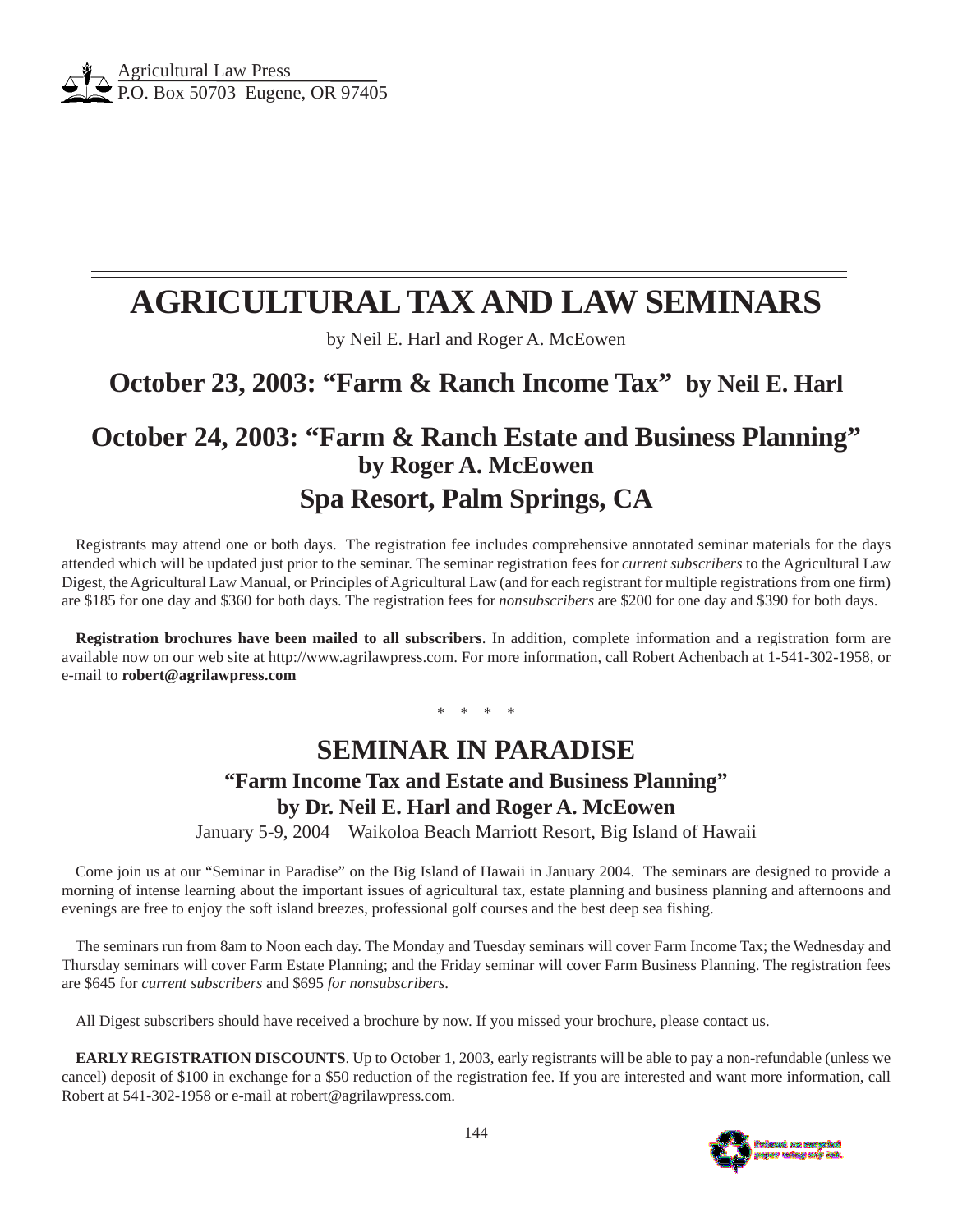Agricultural Law Press
P.O. Box 50703 Eugene, OR 97405

# AGRICULTURAL TAX AND LAW SEMINARS

by Neil E. Harl and Roger A. McEowen

## October 23, 2003: "Farm & Ranch Income Tax" by Neil E. Harl

## October 24, 2003: "Farm & Ranch Estate and Business Planning" by Roger A. McEowen

## Spa Resort, Palm Springs, CA

Registrants may attend one or both days. The registration fee includes comprehensive annotated seminar materials for the days attended which will be updated just prior to the seminar. The seminar registration fees for *current subscribers* to the Agricultural Law Digest, the Agricultural Law Manual, or Principles of Agricultural Law (and for each registrant for multiple registrations from one firm) are $185 for one day and $360 for both days. The registration fees for *nonsubscribers* are $200 for one day and $390 for both days.

**Registration brochures have been mailed to all subscribers**. In addition, complete information and a registration form are available now on our web site at http://www.agrilawpress.com. For more information, call Robert Achenbach at 1-541-302-1958, or e-mail to **robert@agrilawpress.com**

\* \* \* \*

# SEMINAR IN PARADISE

### "Farm Income Tax and Estate and Business Planning"

### by Dr. Neil E. Harl and Roger A. McEowen

January 5-9, 2004 Waikoloa Beach Marriott Resort, Big Island of Hawaii

Come join us at our "Seminar in Paradise" on the Big Island of Hawaii in January 2004. The seminars are designed to provide a morning of intense learning about the important issues of agricultural tax, estate planning and business planning and afternoons and evenings are free to enjoy the soft island breezes, professional golf courses and the best deep sea fishing.

The seminars run from 8am to Noon each day. The Monday and Tuesday seminars will cover Farm Income Tax; the Wednesday and Thursday seminars will cover Farm Estate Planning; and the Friday seminar will cover Farm Business Planning. The registration fees are $645 for *current subscribers* and $695 *for nonsubscribers*.

All Digest subscribers should have received a brochure by now. If you missed your brochure, please contact us.

**EARLY REGISTRATION DISCOUNTS**. Up to October 1, 2003, early registrants will be able to pay a non-refundable (unless we cancel) deposit of $100 in exchange for a $50 reduction of the registration fee. If you are interested and want more information, call Robert at 541-302-1958 or e-mail at robert@agrilawpress.com.